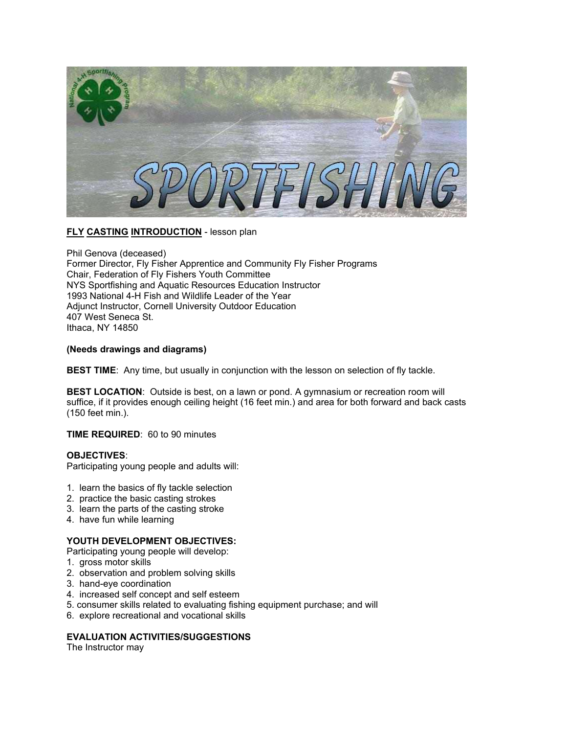**FLY CASTING INTRODUCTION** - lesson plan

Phil Genova (deceased)
Former Director, Fly Fisher Apprentice and Community Fly Fisher Programs
Chair, Federation of Fly Fishers Youth Committee
NYS Sportfishing and Aquatic Resources Education Instructor
1993 National 4-H Fish and Wildlife Leader of the Year
Adjunct Instructor, Cornell University Outdoor Education
407 West Seneca St.
Ithaca, NY 14850

**(Needs drawings and diagrams)**

**BEST TIME**: Any time, but usually in conjunction with the lesson on selection of fly tackle.

**BEST LOCATION**: Outside is best, on a lawn or pond. A gymnasium or recreation room will suffice, if it provides enough ceiling height (16 feet min.) and area for both forward and back casts (150 feet min.).

**TIME REQUIRED**: 60 to 90 minutes

**OBJECTIVES**:
Participating young people and adults will:

1. learn the basics of fly tackle selection
2. practice the basic casting strokes
3. learn the parts of the casting stroke
4. have fun while learning

**YOUTH DEVELOPMENT OBJECTIVES:**
Participating young people will develop:

1. gross motor skills
2. observation and problem solving skills
3. hand-eye coordination
4. increased self concept and self esteem
5. consumer skills related to evaluating fishing equipment purchase; and will
6. explore recreational and vocational skills

**EVALUATION ACTIVITIES/SUGGESTIONS**
The Instructor may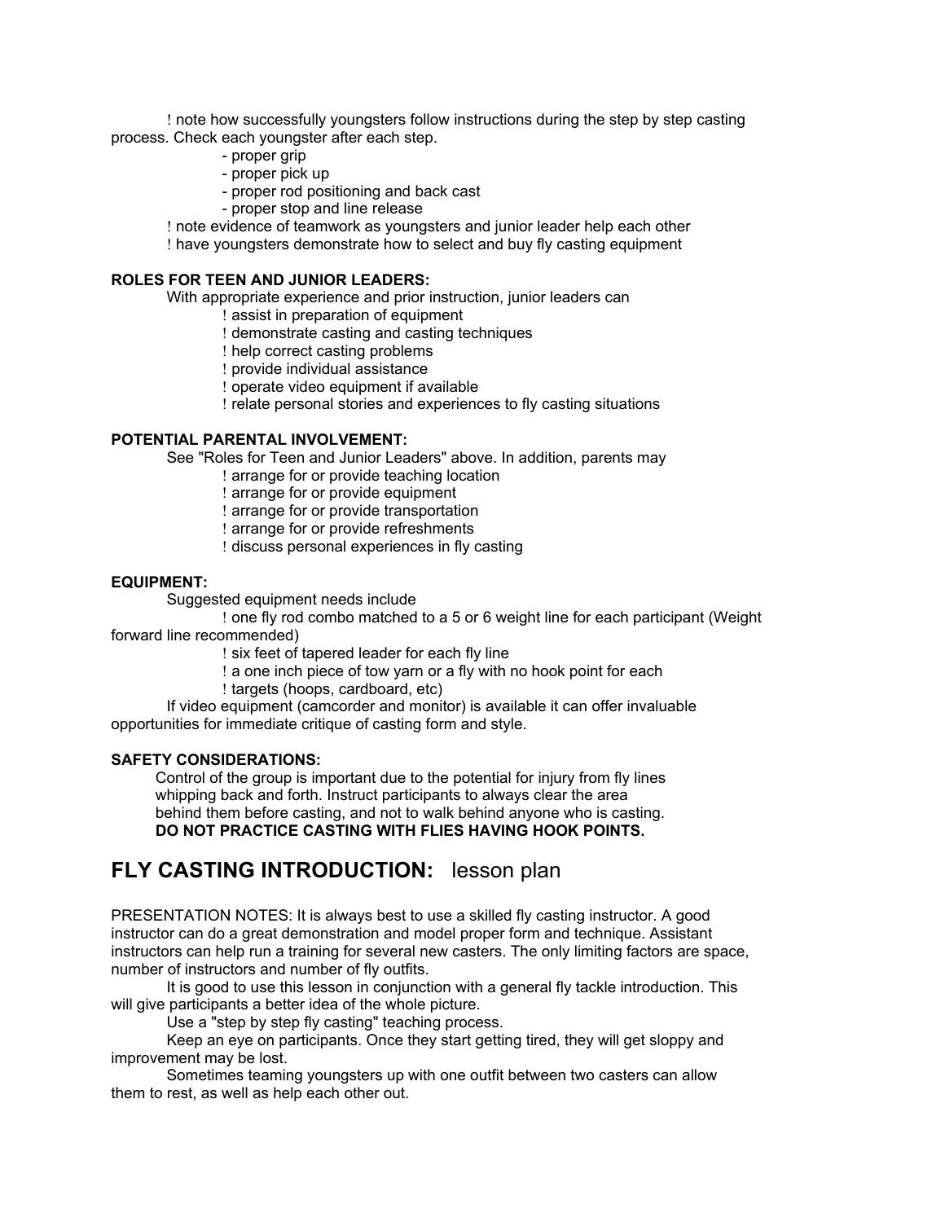! note how successfully youngsters follow instructions during the step by step casting process. Check each youngster after each step.

- proper grip
- proper pick up
- proper rod positioning and back cast
- proper stop and line release

! note evidence of teamwork as youngsters and junior leader help each other

! have youngsters demonstrate how to select and buy fly casting equipment

**ROLES FOR TEEN AND JUNIOR LEADERS:**

With appropriate experience and prior instruction, junior leaders can

! assist in preparation of equipment
! demonstrate casting and casting techniques
! help correct casting problems
! provide individual assistance
! operate video equipment if available
! relate personal stories and experiences to fly casting situations

**POTENTIAL PARENTAL INVOLVEMENT:**

See "Roles for Teen and Junior Leaders" above. In addition, parents may

! arrange for or provide teaching location
! arrange for or provide equipment
! arrange for or provide transportation
! arrange for or provide refreshments
! discuss personal experiences in fly casting

**EQUIPMENT:**

Suggested equipment needs include

! one fly rod combo matched to a 5 or 6 weight line for each participant (Weight forward line recommended)
! six feet of tapered leader for each fly line
! a one inch piece of tow yarn or a fly with no hook point for each
! targets (hoops, cardboard, etc)

If video equipment (camcorder and monitor) is available it can offer invaluable opportunities for immediate critique of casting form and style.

**SAFETY CONSIDERATIONS:**

Control of the group is important due to the potential for injury from fly lines whipping back and forth. Instruct participants to always clear the area behind them before casting, and not to walk behind anyone who is casting. **DO NOT PRACTICE CASTING WITH FLIES HAVING HOOK POINTS.**

# **FLY CASTING INTRODUCTION:** lesson plan

PRESENTATION NOTES: It is always best to use a skilled fly casting instructor. A good instructor can do a great demonstration and model proper form and technique. Assistant instructors can help run a training for several new casters. The only limiting factors are space, number of instructors and number of fly outfits.

It is good to use this lesson in conjunction with a general fly tackle introduction. This will give participants a better idea of the whole picture.

Use a "step by step fly casting" teaching process.

Keep an eye on participants. Once they start getting tired, they will get sloppy and improvement may be lost.

Sometimes teaming youngsters up with one outfit between two casters can allow them to rest, as well as help each other out.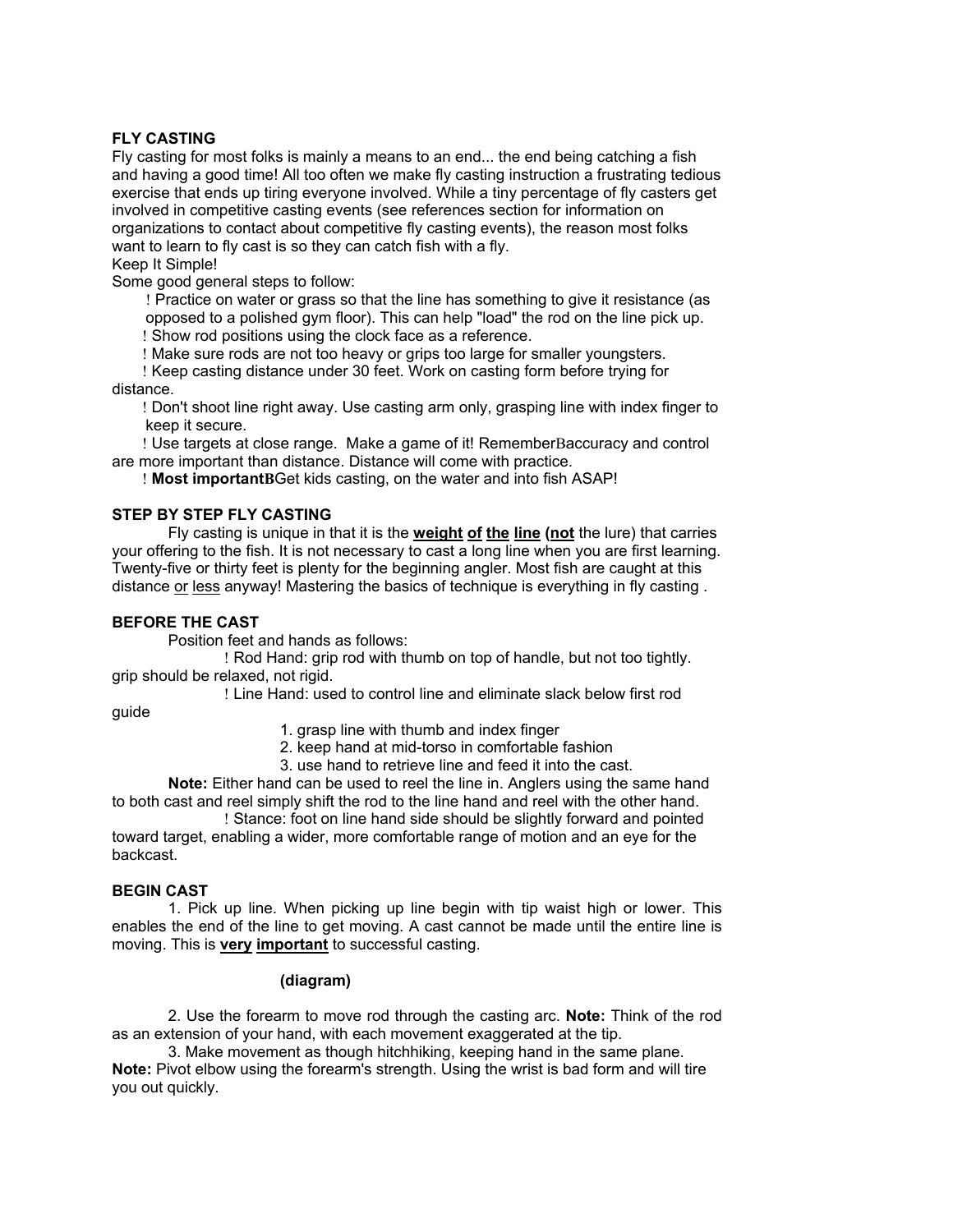## FLY CASTING

Fly casting for most folks is mainly a means to an end... the end being catching a fish and having a good time! All too often we make fly casting instruction a frustrating tedious exercise that ends up tiring everyone involved. While a tiny percentage of fly casters get involved in competitive casting events (see references section for information on organizations to contact about competitive fly casting events), the reason most folks want to learn to fly cast is so they can catch fish with a fly.

Keep It Simple!

Some good general steps to follow:

- Practice on water or grass so that the line has something to give it resistance (as opposed to a polished gym floor). This can help "load" the rod on the line pick up.
- Show rod positions using the clock face as a reference.
- Make sure rods are not too heavy or grips too large for smaller youngsters.
- Keep casting distance under 30 feet. Work on casting form before trying for distance.
- Don't shoot line right away. Use casting arm only, grasping line with index finger to keep it secure.
- Use targets at close range. Make a game of it! RememberBaccuracy and control are more important than distance. Distance will come with practice.
- **Most importantB**Get kids casting, on the water and into fish ASAP!

## STEP BY STEP FLY CASTING

Fly casting is unique in that it is the **weight of the line (not** the lure) that carries your offering to the fish. It is not necessary to cast a long line when you are first learning. Twenty-five or thirty feet is plenty for the beginning angler. Most fish are caught at this distance or less anyway! Mastering the basics of technique is everything in fly casting .

## BEFORE THE CAST

Position feet and hands as follows:

- Rod Hand: grip rod with thumb on top of handle, but not too tightly. grip should be relaxed, not rigid.
- Line Hand: used to control line and eliminate slack below first rod guide
  1. grasp line with thumb and index finger
  2. keep hand at mid-torso in comfortable fashion
  3. use hand to retrieve line and feed it into the cast.

**Note:** Either hand can be used to reel the line in. Anglers using the same hand to both cast and reel simply shift the rod to the line hand and reel with the other hand.

- Stance: foot on line hand side should be slightly forward and pointed toward target, enabling a wider, more comfortable range of motion and an eye for the backcast.

## BEGIN CAST

1. Pick up line. When picking up line begin with tip waist high or lower. This enables the end of the line to get moving. A cast cannot be made until the entire line is moving. This is **very important** to successful casting.

**(diagram)**

2. Use the forearm to move rod through the casting arc. **Note:** Think of the rod as an extension of your hand, with each movement exaggerated at the tip.
3. Make movement as though hitchhiking, keeping hand in the same plane. **Note:** Pivot elbow using the forearm's strength. Using the wrist is bad form and will tire you out quickly.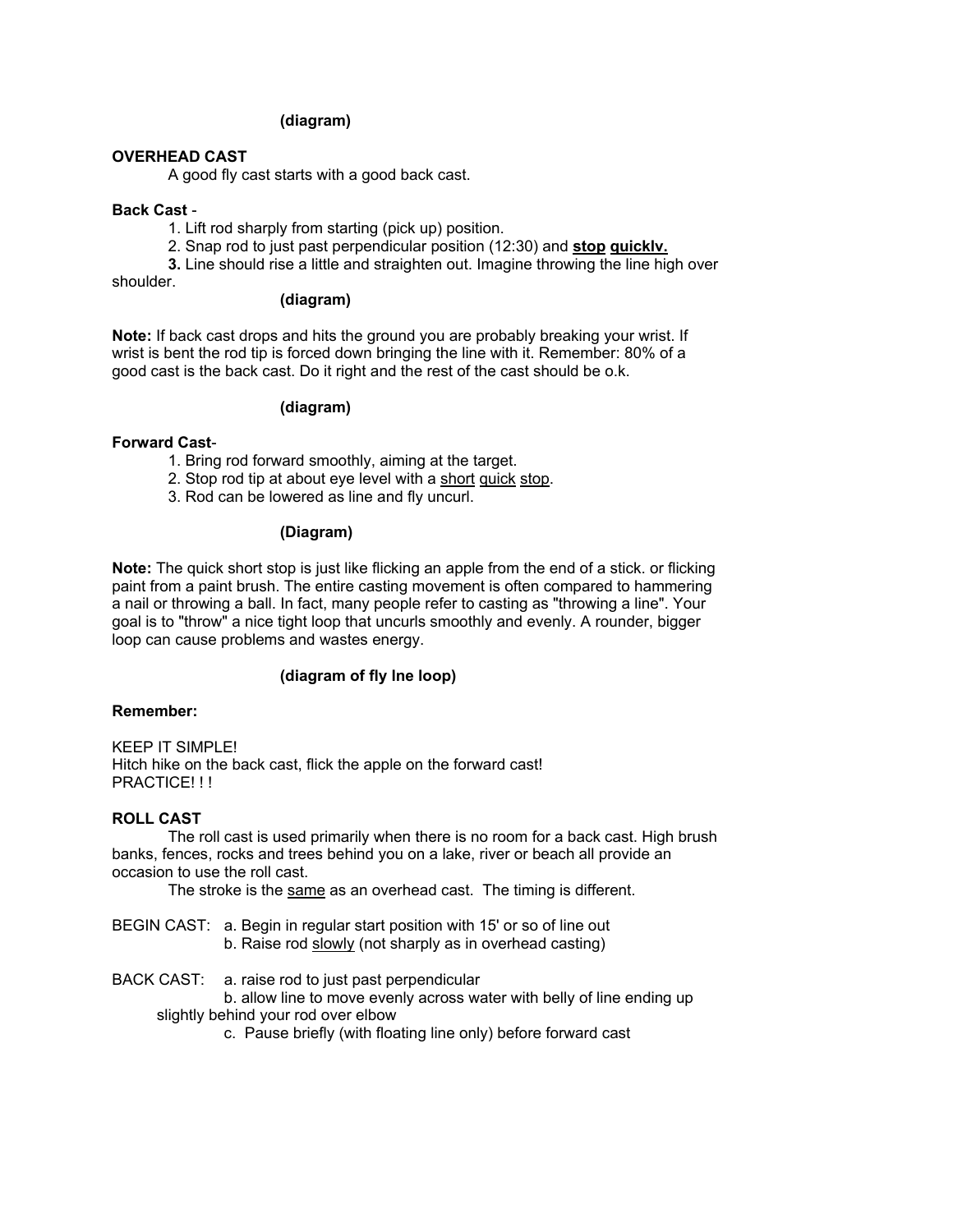**(diagram)**

## OVERHEAD CAST

A good fly cast starts with a good back cast.

**Back Cast** -

1. Lift rod sharply from starting (pick up) position.
2. Snap rod to just past perpendicular position (12:30) and **<u>stop</u> <u>quicklv.</u>**
3. Line should rise a little and straighten out. Imagine throwing the line high over shoulder.

**(diagram)**

**Note:** If back cast drops and hits the ground you are probably breaking your wrist. If wrist is bent the rod tip is forced down bringing the line with it. Remember: 80% of a good cast is the back cast. Do it right and the rest of the cast should be o.k.

**(diagram)**

**Forward Cast**-

1. Bring rod forward smoothly, aiming at the target.
2. Stop rod tip at about eye level with a <u>short</u> <u>quick</u> <u>stop</u>.
3. Rod can be lowered as line and fly uncurl.

**(Diagram)**

**Note:** The quick short stop is just like flicking an apple from the end of a stick. or flicking paint from a paint brush. The entire casting movement is often compared to hammering a nail or throwing a ball. In fact, many people refer to casting as "throwing a line". Your goal is to "throw" a nice tight loop that uncurls smoothly and evenly. A rounder, bigger loop can cause problems and wastes energy.

**(diagram of fly lne loop)**

**Remember:**

KEEP IT SIMPLE!
Hitch hike on the back cast, flick the apple on the forward cast!
PRACTICE! ! !

## ROLL CAST

The roll cast is used primarily when there is no room for a back cast. High brush banks, fences, rocks and trees behind you on a lake, river or beach all provide an occasion to use the roll cast.

The stroke is the <u>same</u> as an overhead cast. The timing is different.

BEGIN CAST:
a. Begin in regular start position with 15' or so of line out
b. Raise rod <u>slowly</u> (not sharply as in overhead casting)

BACK CAST:
a. raise rod to just past perpendicular
b. allow line to move evenly across water with belly of line ending up slightly behind your rod over elbow
c. Pause briefly (with floating line only) before forward cast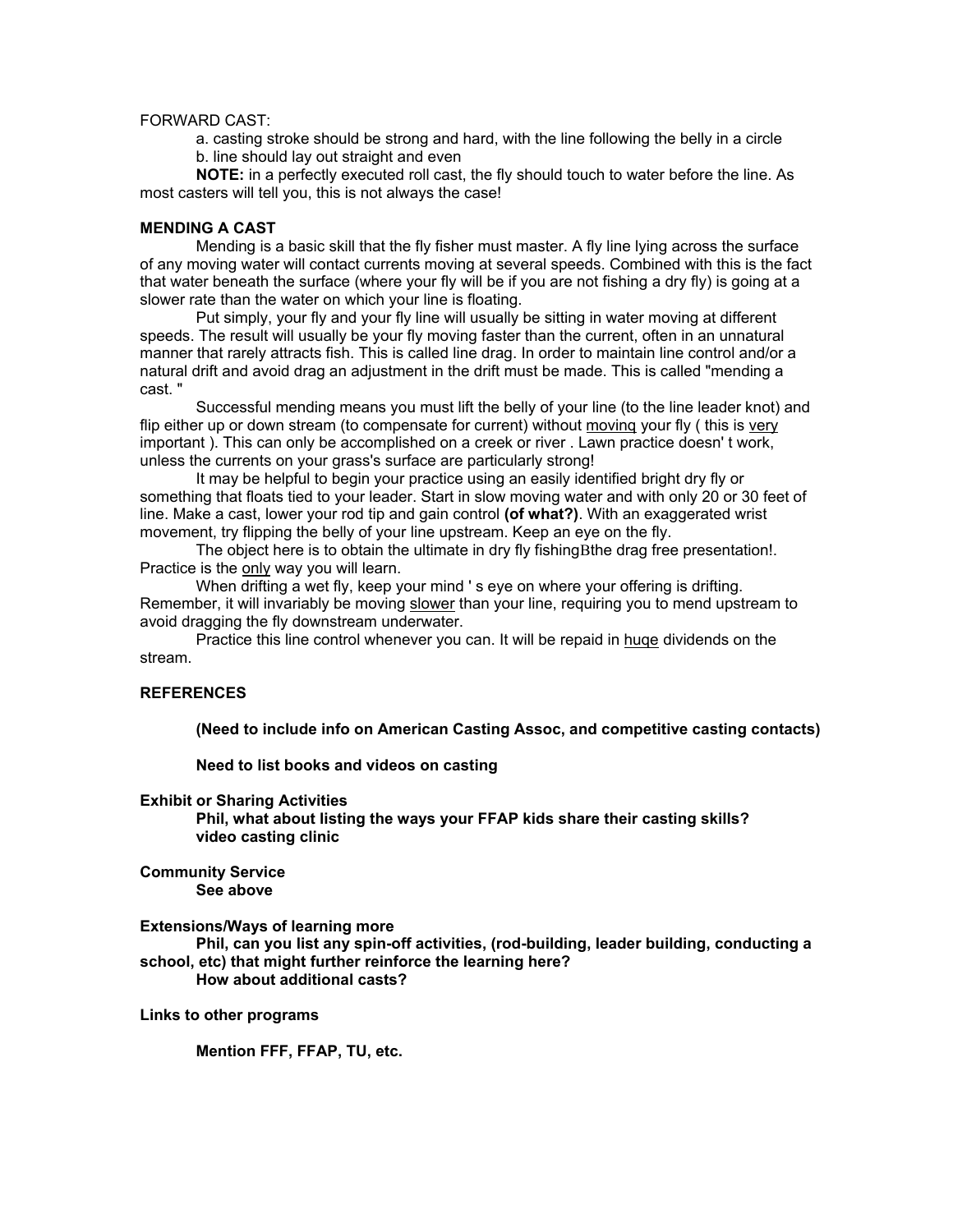FORWARD CAST:

a. casting stroke should be strong and hard, with the line following the belly in a circle

b. line should lay out straight and even

**NOTE:** in a perfectly executed roll cast, the fly should touch to water before the line. As most casters will tell you, this is not always the case!

**MENDING A CAST**

Mending is a basic skill that the fly fisher must master. A fly line lying across the surface of any moving water will contact currents moving at several speeds. Combined with this is the fact that water beneath the surface (where your fly will be if you are not fishing a dry fly) is going at a slower rate than the water on which your line is floating.

Put simply, your fly and your fly line will usually be sitting in water moving at different speeds. The result will usually be your fly moving faster than the current, often in an unnatural manner that rarely attracts fish. This is called line drag. In order to maintain line control and/or a natural drift and avoid drag an adjustment in the drift must be made. This is called "mending a cast. "

Successful mending means you must lift the belly of your line (to the line leader knot) and flip either up or down stream (to compensate for current) without <u>movinq</u> your fly ( this is <u>very</u> important ). This can only be accomplished on a creek or river . Lawn practice doesn' t work, unless the currents on your grass's surface are particularly strong!

It may be helpful to begin your practice using an easily identified bright dry fly or something that floats tied to your leader. Start in slow moving water and with only 20 or 30 feet of line. Make a cast, lower your rod tip and gain control **(of what?)**. With an exaggerated wrist movement, try flipping the belly of your line upstream. Keep an eye on the fly.

The object here is to obtain the ultimate in dry fly fishingBthe drag free presentation!. Practice is the <u>only</u> way you will learn.

When drifting a wet fly, keep your mind ' s eye on where your offering is drifting. Remember, it will invariably be moving <u>slower</u> than your line, requiring you to mend upstream to avoid dragging the fly downstream underwater.

Practice this line control whenever you can. It will be repaid in <u>huqe</u> dividends on the stream.

**REFERENCES**

**(Need to include info on American Casting Assoc, and competitive casting contacts)**

**Need to list books and videos on casting**

**Exhibit or Sharing Activities**

**Phil, what about listing the ways your FFAP kids share their casting skills?**
**video casting clinic**

**Community Service**

**See above**

**Extensions/Ways of learning more**

**Phil, can you list any spin-off activities, (rod-building, leader building, conducting a school, etc) that might further reinforce the learning here?**
**How about additional casts?**

**Links to other programs**

**Mention FFF, FFAP, TU, etc.**